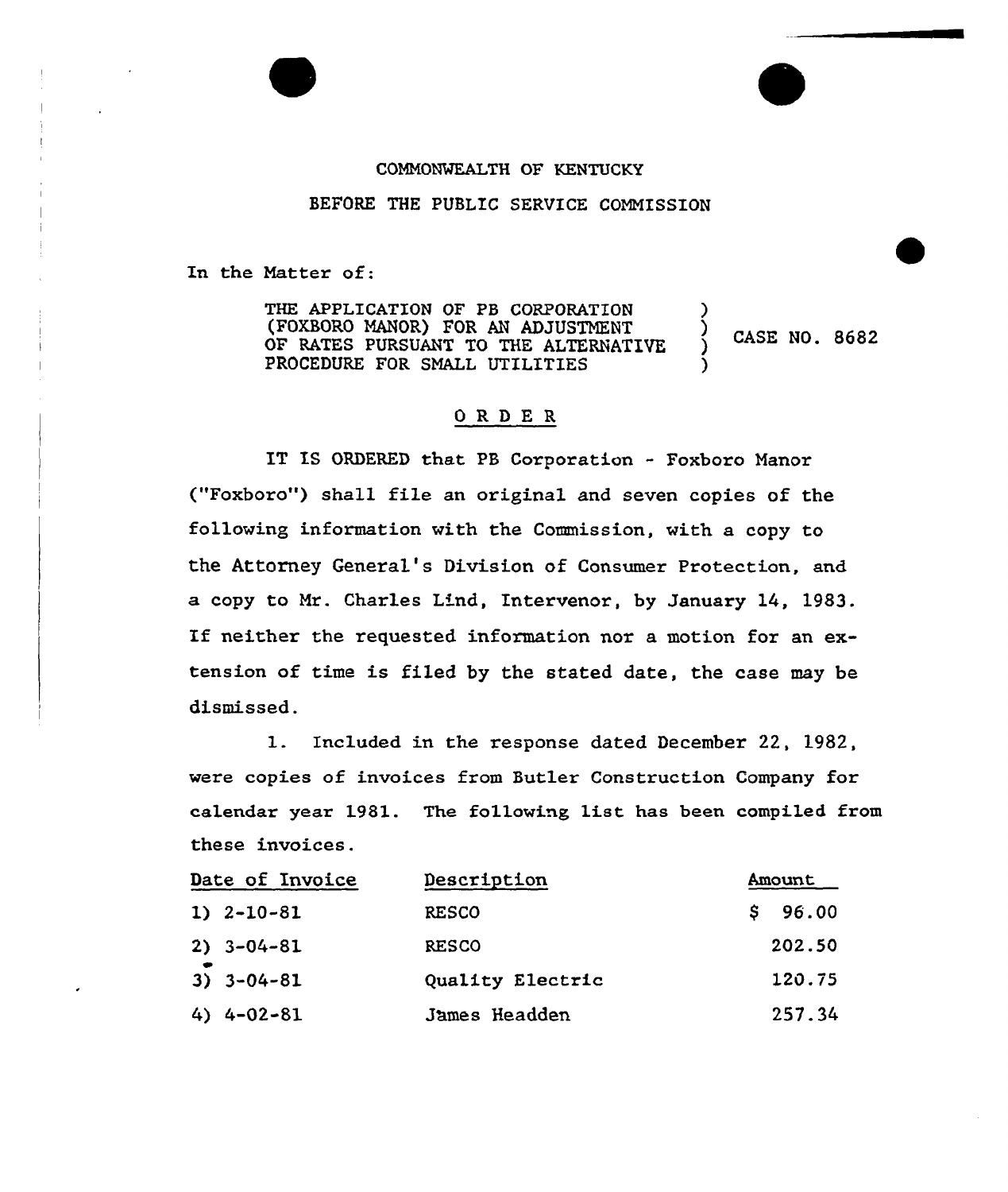COMMONWEALTH OF KENTUCKY

BEFORE THE PUBLIC SERVICE COMMISSION

In the Matter of:

THE APPLICATION OF PB CORPORATION (FOXBORO MANOR) FOR AN ADJUSTMENT OF RATES PURSUANT TO THE ALTERNATIVE PROCEDURE FOR SMALL UTILITIES ) CASE NO. 8682

## O R D E R

IT IS ORDERED that PB Corporation - Foxboro Manor ("Foxboro") shall file an original and seven copies of the following information with the Commission, with a copy to the Attorney General's Division of Consumer Protection, and a copy to Mr. Charles Lind, Intervenor, by January 14, 1983. If neither the requested information nor a motion for an extension of time is filed by the stated date, the case may be dismissed.

1. Included in the response dated December 22, 1982, were copies of invoices from Butler Construction Company for calendar year 1981. The following list has been compiled from these invoices.

| Date of Invoice | Description | Amount |
|---|---|---|
| 1) 2-10-81 | RESCO | $ 96.00 |
| 2) 3-04-81 | RESCO | 202.50 |
| 3) 3-04-81 | Quality Electric | 120.75 |
| 4) 4-02-81 | James Headden | 257.34 |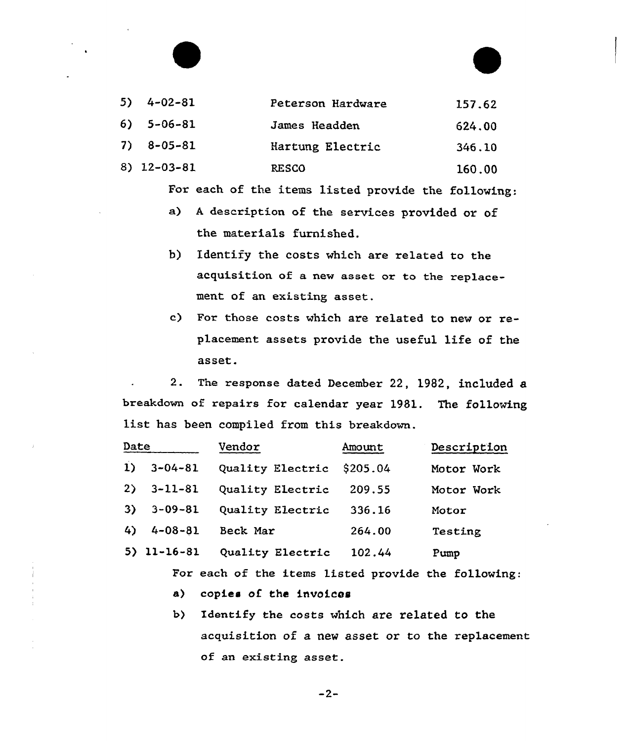| | | |
|---|---|---|
| 5) 4-02-81 | Peterson Hardware | 157.62 |
| 6) 5-06-81 | James Headden | 624.00 |
| 7) 8-05-81 | Hartung Electric | 346.10 |
| 8) 12-03-81 | RESCO | 160.00 |

For each of the items listed provide the following:

a) A description of the services provided or of the materials furnished.

b) Identify the costs which are related to the acquisition of a new asset or to the replacement of an existing asset.

c) For those costs which are related to new or replacement assets provide the useful life of the asset.

2. The response dated December 22, 1982, included a breakdown of repairs for calendar year 1981. The following list has been compiled from this breakdown.

| Date | Vendor | Amount | Description |
|---|---|---|---|
| 1) 3-04-81 | Quality Electric | $205.04 | Motor Work |
| 2) 3-11-81 | Quality Electric | 209.55 | Motor Work |
| 3) 3-09-81 | Quality Electric | 336.16 | Motor |
| 4) 4-08-81 | Beck Mar | 264.00 | Testing |
| 5) 11-16-81 | Quality Electric | 102.44 | Pump |

For each of the items listed provide the following:

a) copies of the invoices

b) Identify the costs which are related to the acquisition of a new asset or to the replacement of an existing asset.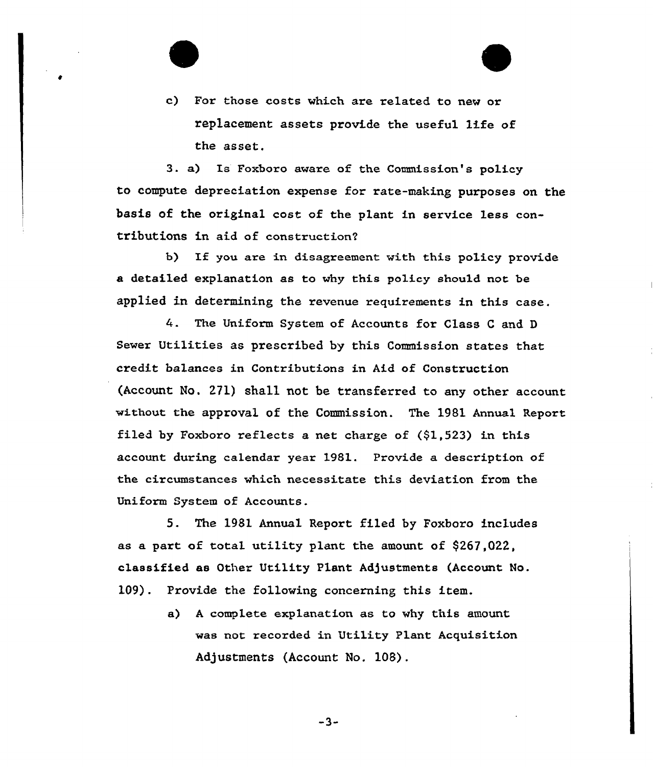c) For those costs which are related to new or replacement assets provide the useful life of the asset.

3. a) Is Foxboro aware of the Commission's policy to compute depreciation expense for rate-making purposes on the basis of the original cost of the plant in service less contributions in aid of construction?

b) If you are in disagreement with this policy provide a detailed explanation as to why this policy should not be applied in determining the revenue requirements in this case.

4. The Uniform System of Accounts for Class C and D Sewer Utilities as prescribed by this Commission states that credit balances in Contributions in Aid of Construction (Account No. 271) shall not be transferred to any other account without the approval of the Commission. The 1981 Annual Report filed by Foxboro reflects a net charge of ($1,523) in this account during calendar year 1981. Provide a description of the circumstances which necessitate this deviation from the Uniform System of Accounts.

5. The 1981 Annual Report filed by Foxboro includes as a part of total utility plant the amount of $267,022, classified as Other Utility Plant Adjustments (Account No. 109). Provide the following concerning this item.

a) A complete explanation as to why this amount was not recorded in Utility Plant Acquisition Adjustments (Account No. 108).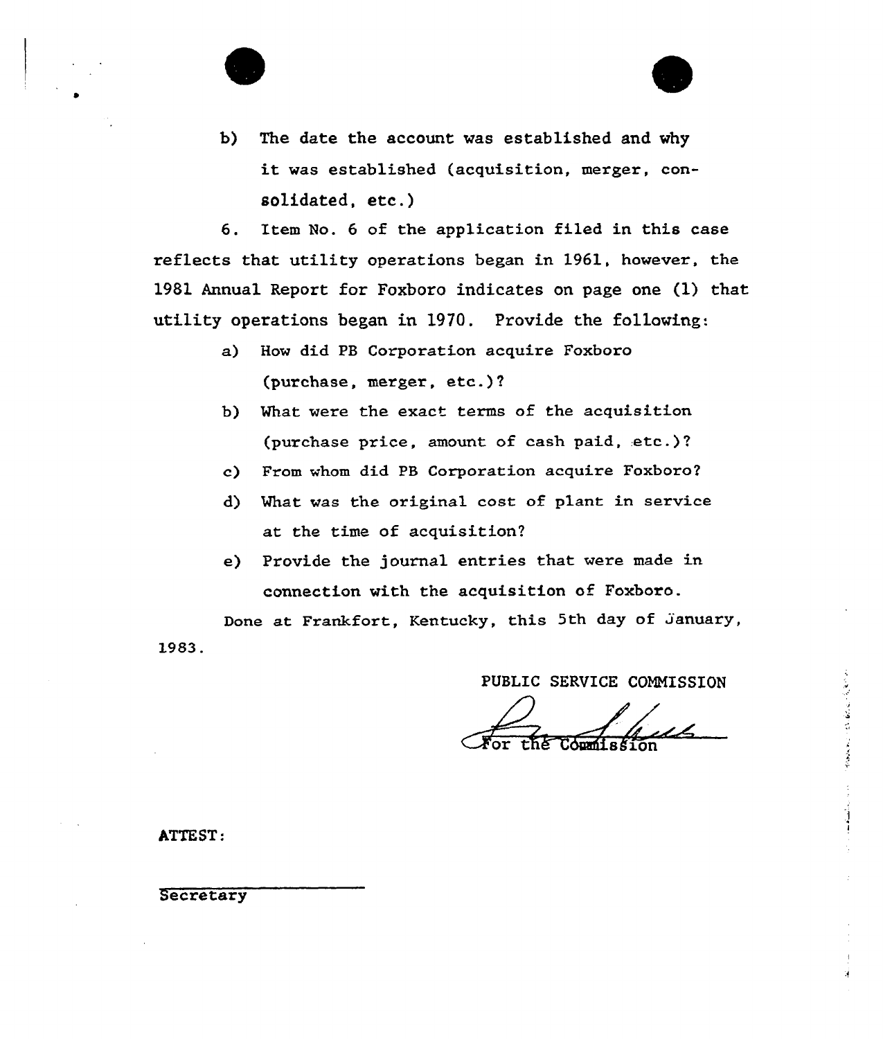b) The date the account was established and why it was established (acquisition, merger, consolidated, etc.)

6. Item No. 6 of the application filed in this case reflects that utility operations began in 1961, however, the 1981 Annual Report for Foxboro indicates on page one (1) that utility operations began in 1970. Provide the following:

a) How did PB Corporation acquire Foxboro (purchase, merger, etc.)?

b) What were the exact terms of the acquisition (purchase price, amount of cash paid, etc.)?

c) From whom did PB Corporation acquire Foxboro?

d) What was the original cost of plant in service at the time of acquisition?

e) Provide the journal entries that were made in connection with the acquisition of Foxboro.

Done at Frankfort, Kentucky, this 5th day of January, 1983.

PUBLIC SERVICE COMMISSION

For the Commission

ATTEST:

Secretary